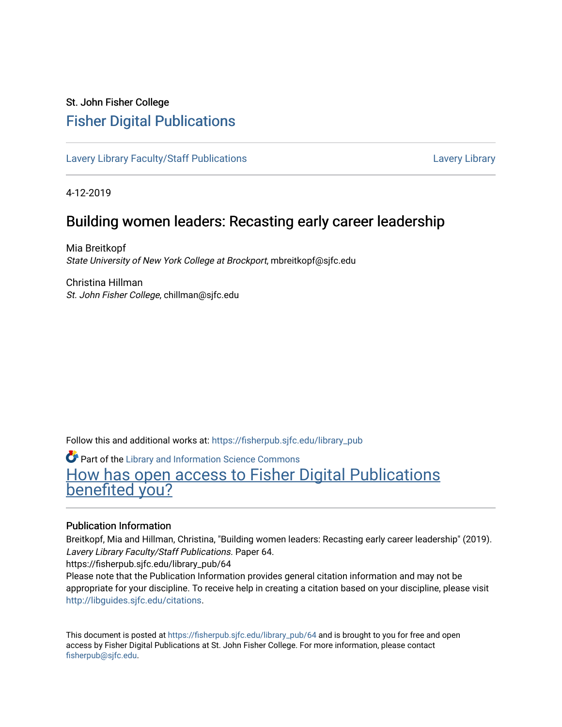St. John Fisher College

# Fisher Digital Publications

Lavery Library Faculty/Staff Publications — Lavery Library

4-12-2019

## Building women leaders: Recasting early career leadership

Mia Breitkopf
*State University of New York College at Brockport*, mbreitkopf@sjfc.edu

Christina Hillman
*St. John Fisher College*, chillman@sjfc.edu

Follow this and additional works at: https://fisherpub.sjfc.edu/library_pub

Part of the Library and Information Science Commons

How has open access to Fisher Digital Publications benefited you?

### Publication Information

Breitkopf, Mia and Hillman, Christina, "Building women leaders: Recasting early career leadership" (2019). *Lavery Library Faculty/Staff Publications.* Paper 64.
https://fisherpub.sjfc.edu/library_pub/64
Please note that the Publication Information provides general citation information and may not be appropriate for your discipline. To receive help in creating a citation based on your discipline, please visit http://libguides.sjfc.edu/citations.

This document is posted at https://fisherpub.sjfc.edu/library_pub/64 and is brought to you for free and open access by Fisher Digital Publications at St. John Fisher College. For more information, please contact fisherpub@sjfc.edu.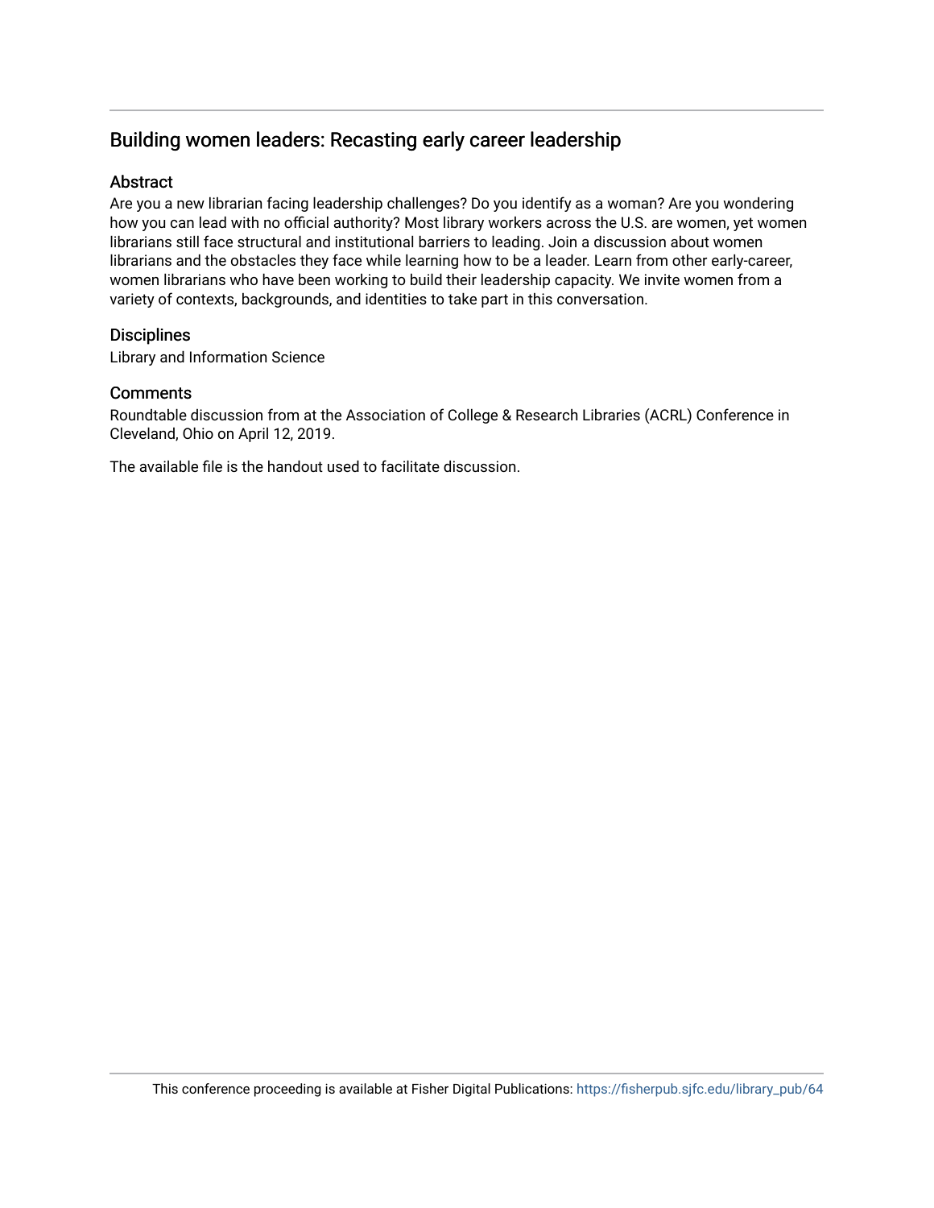## Building women leaders: Recasting early career leadership

### Abstract

Are you a new librarian facing leadership challenges? Do you identify as a woman? Are you wondering how you can lead with no official authority? Most library workers across the U.S. are women, yet women librarians still face structural and institutional barriers to leading. Join a discussion about women librarians and the obstacles they face while learning how to be a leader. Learn from other early-career, women librarians who have been working to build their leadership capacity. We invite women from a variety of contexts, backgrounds, and identities to take part in this conversation.

### Disciplines

Library and Information Science

### Comments

Roundtable discussion from at the Association of College & Research Libraries (ACRL) Conference in Cleveland, Ohio on April 12, 2019.

The available file is the handout used to facilitate discussion.

This conference proceeding is available at Fisher Digital Publications: https://fisherpub.sjfc.edu/library_pub/64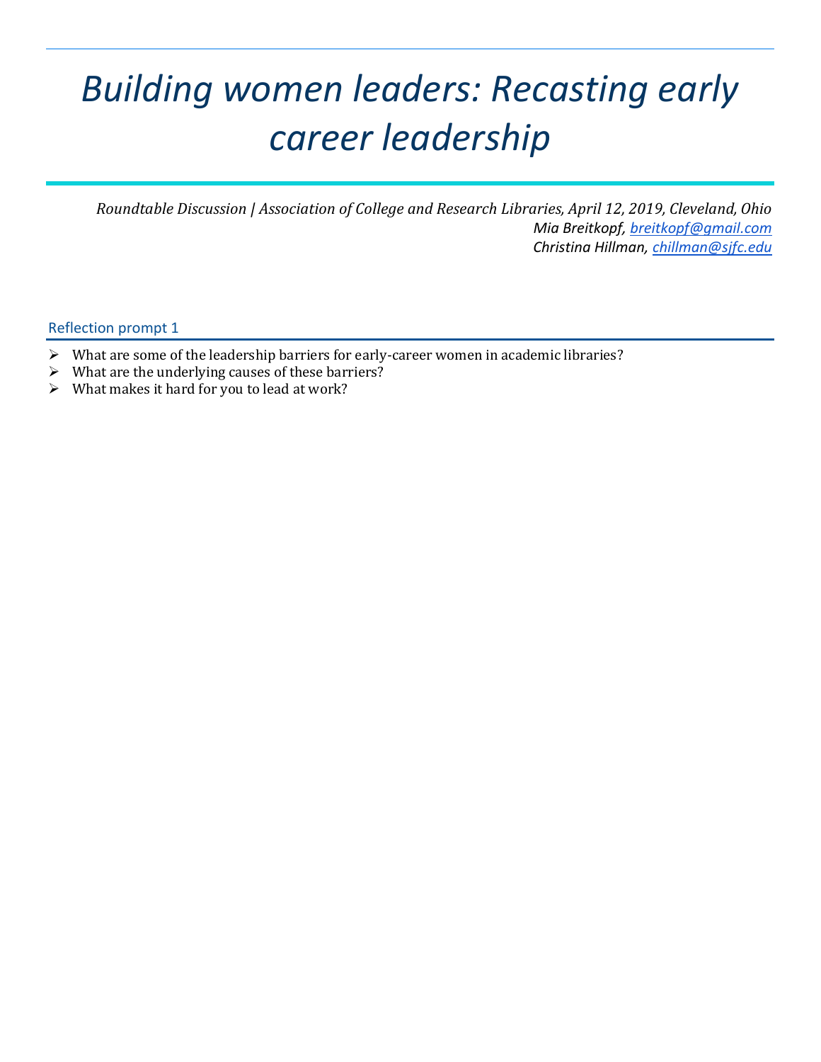# *Building women leaders: Recasting early career leadership*

*Roundtable Discussion | Association of College and Research Libraries, April 12, 2019, Cleveland, Ohio*
*Mia Breitkopf, [breitkopf@gmail.com](mailto:breitkopf@gmail.com)*
*Christina Hillman, [chillman@sjfc.edu](mailto:chillman@sjfc.edu)*

## Reflection prompt 1

- What are some of the leadership barriers for early-career women in academic libraries?
- What are the underlying causes of these barriers?
- What makes it hard for you to lead at work?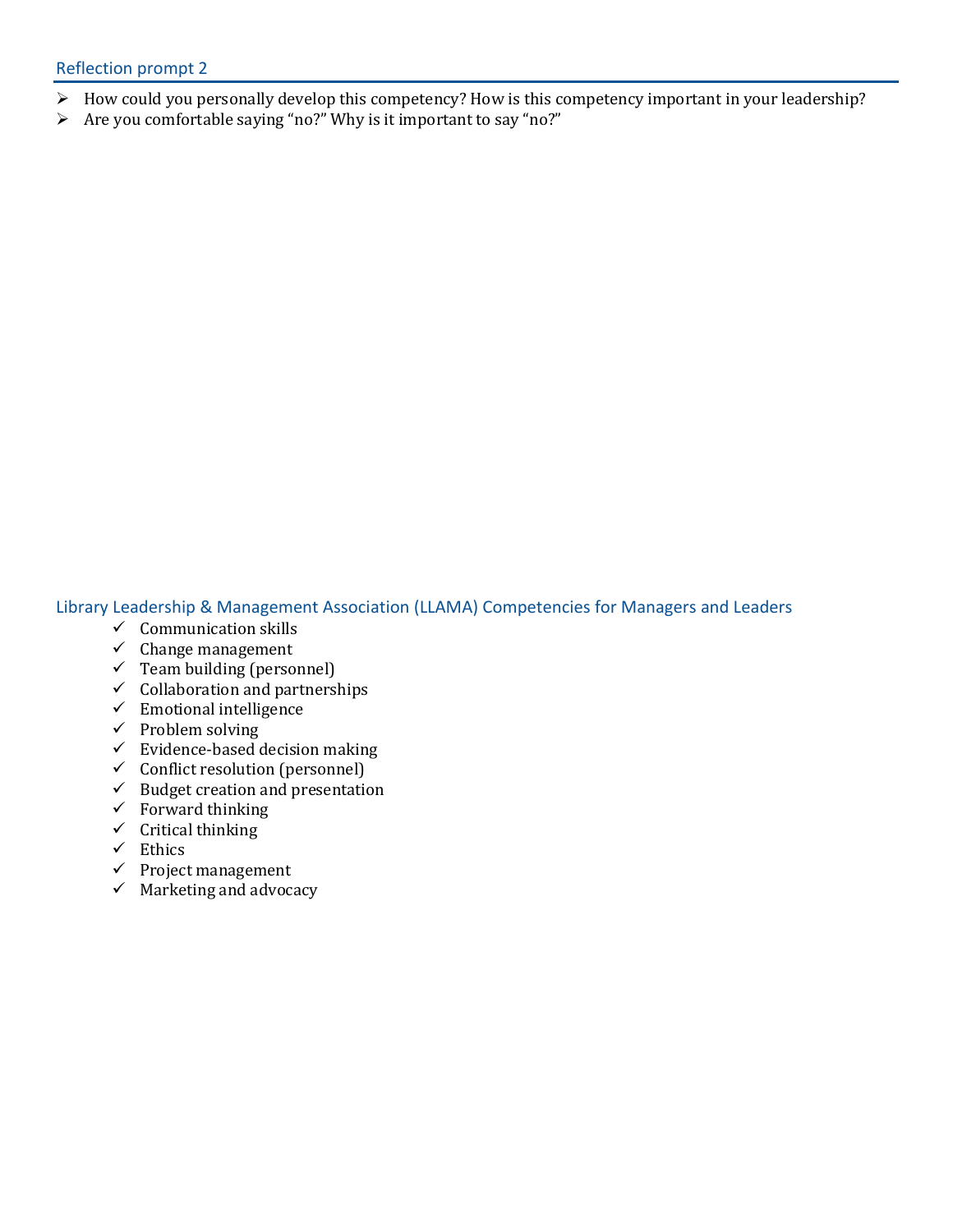## Reflection prompt 2

- How could you personally develop this competency? How is this competency important in your leadership?
- Are you comfortable saying "no?" Why is it important to say "no?"

## Library Leadership & Management Association (LLAMA) Competencies for Managers and Leaders

- ✓ Communication skills
- ✓ Change management
- ✓ Team building (personnel)
- ✓ Collaboration and partnerships
- ✓ Emotional intelligence
- ✓ Problem solving
- ✓ Evidence-based decision making
- ✓ Conflict resolution (personnel)
- ✓ Budget creation and presentation
- ✓ Forward thinking
- ✓ Critical thinking
- ✓ Ethics
- ✓ Project management
- ✓ Marketing and advocacy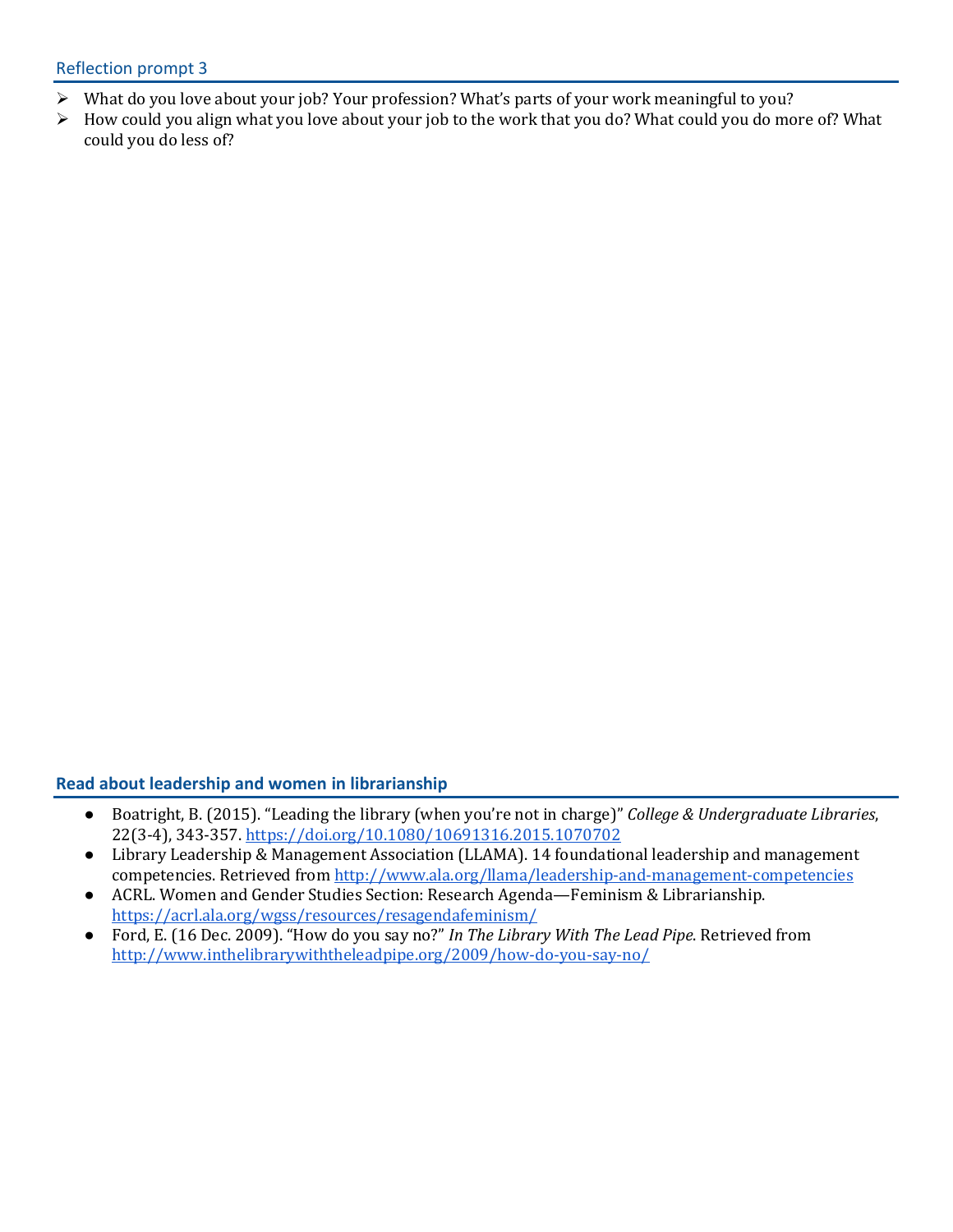## Reflection prompt 3

- What do you love about your job? Your profession? What's parts of your work meaningful to you?
- How could you align what you love about your job to the work that you do? What could you do more of? What could you do less of?

## Read about leadership and women in librarianship

- Boatright, B. (2015). "Leading the library (when you're not in charge)" *College & Undergraduate Libraries*, 22(3-4), 343-357. https://doi.org/10.1080/10691316.2015.1070702
- Library Leadership & Management Association (LLAMA). 14 foundational leadership and management competencies. Retrieved from http://www.ala.org/llama/leadership-and-management-competencies
- ACRL. Women and Gender Studies Section: Research Agenda—Feminism & Librarianship. https://acrl.ala.org/wgss/resources/resagendafeminism/
- Ford, E. (16 Dec. 2009). "How do you say no?" *In The Library With The Lead Pipe*. Retrieved from http://www.inthelibrarywiththeleadpipe.org/2009/how-do-you-say-no/